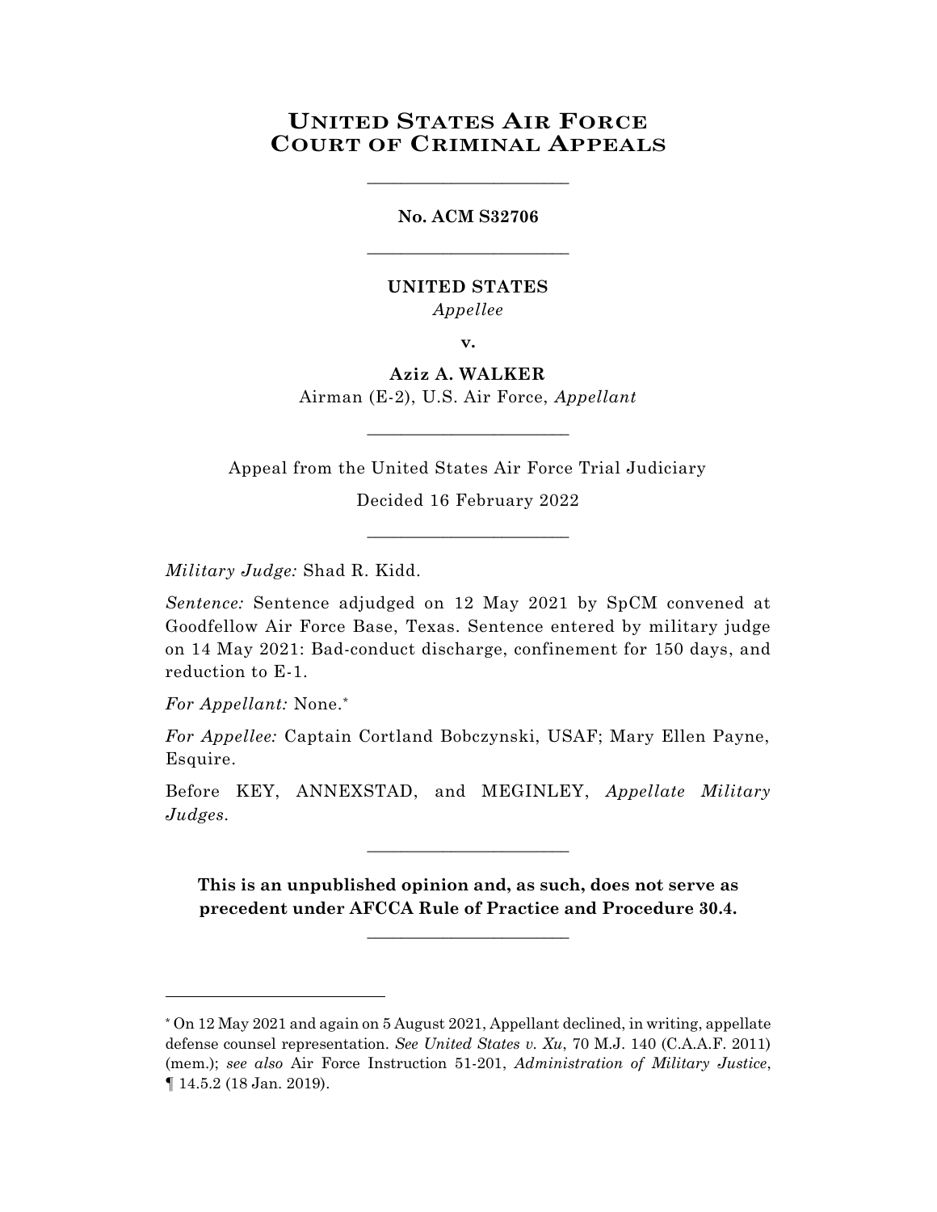# United States Air Force Court of Criminal Appeals

________________________

**No. ACM S32706**

________________________

**UNITED STATES**
*Appellee*

**v.**

**Aziz A. WALKER**
Airman (E-2), U.S. Air Force, *Appellant*

________________________

Appeal from the United States Air Force Trial Judiciary

Decided 16 February 2022

________________________

*Military Judge:* Shad R. Kidd.

*Sentence:* Sentence adjudged on 12 May 2021 by SpCM convened at Goodfellow Air Force Base, Texas. Sentence entered by military judge on 14 May 2021: Bad-conduct discharge, confinement for 150 days, and reduction to E-1.

*For Appellant:* None.*

*For Appellee:* Captain Cortland Bobczynski, USAF; Mary Ellen Payne, Esquire.

Before KEY, ANNEXSTAD, and MEGINLEY, *Appellate Military Judges*.

________________________

**This is an unpublished opinion and, as such, does not serve as precedent under AFCCA Rule of Practice and Procedure 30.4.**

________________________

---

\* On 12 May 2021 and again on 5 August 2021, Appellant declined, in writing, appellate defense counsel representation. *See United States v. Xu*, 70 M.J. 140 (C.A.A.F. 2011) (mem.); *see also* Air Force Instruction 51-201, *Administration of Military Justice*, ¶ 14.5.2 (18 Jan. 2019).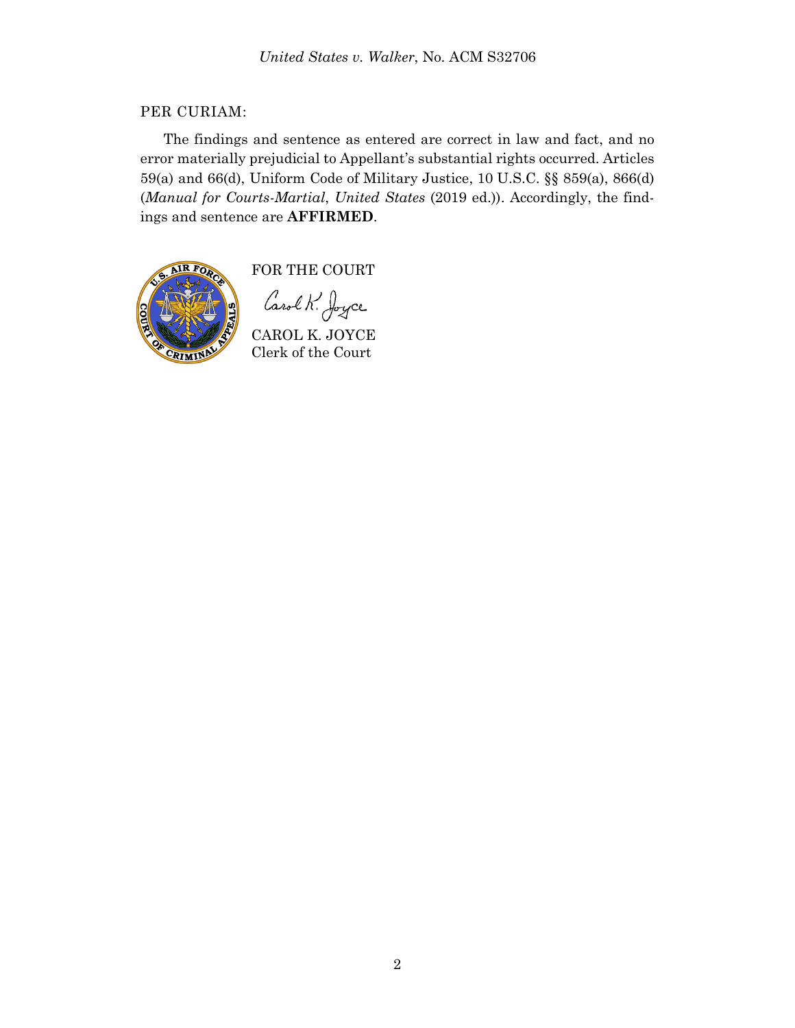PER CURIAM:

The findings and sentence as entered are correct in law and fact, and no error materially prejudicial to Appellant's substantial rights occurred. Articles 59(a) and 66(d), Uniform Code of Military Justice, 10 U.S.C. §§ 859(a), 866(d) (*Manual for Courts-Martial*, *United States* (2019 ed.)). Accordingly, the findings and sentence are **AFFIRMED**.

FOR THE COURT

CAROL K. JOYCE
Clerk of the Court